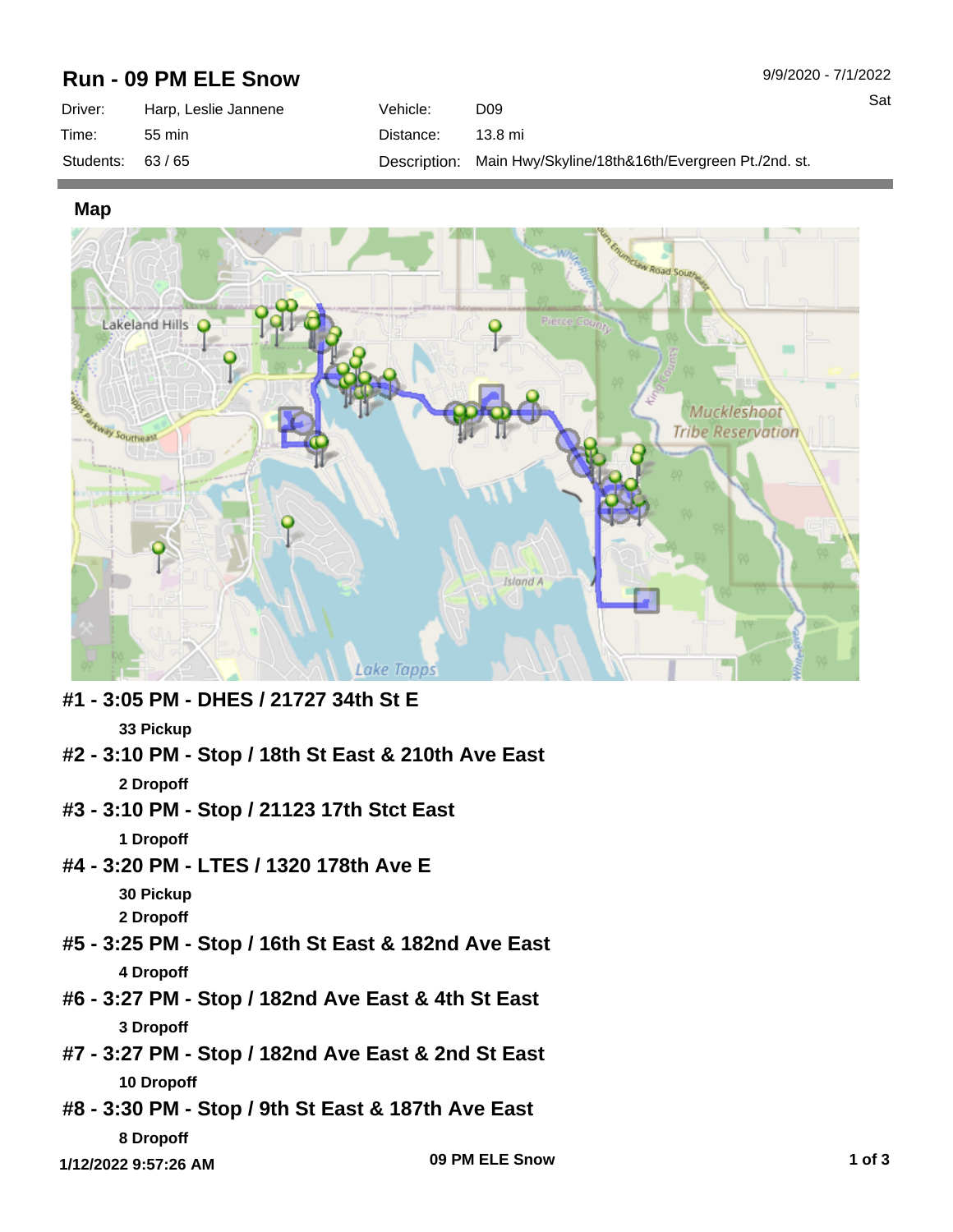# Run - 09 PM ELE Snow

9/9/2020 - 7/1/2022

Sat

| | | | |
|---|---|---|---|
| Driver: | Harp, Leslie Jannene | Vehicle: | D09 |
| Time: | 55 min | Distance: | 13.8 mi |
| Students: | 63 / 65 | Description: | Main Hwy/Skyline/18th&16th/Evergreen Pt./2nd. st. |

## Map

### #1 - 3:05 PM - DHES / 21727 34th St E

**33 Pickup**

### #2 - 3:10 PM - Stop / 18th St East & 210th Ave East

**2 Dropoff**

### #3 - 3:10 PM - Stop / 21123 17th Stct East

**1 Dropoff**

### #4 - 3:20 PM - LTES / 1320 178th Ave E

**30 Pickup**

**2 Dropoff**

### #5 - 3:25 PM - Stop / 16th St East & 182nd Ave East

**4 Dropoff**

### #6 - 3:27 PM - Stop / 182nd Ave East & 4th St East

**3 Dropoff**

### #7 - 3:27 PM - Stop / 182nd Ave East & 2nd St East

**10 Dropoff**

### #8 - 3:30 PM - Stop / 9th St East & 187th Ave East

**8 Dropoff**

1/12/2022 9:57:26 AM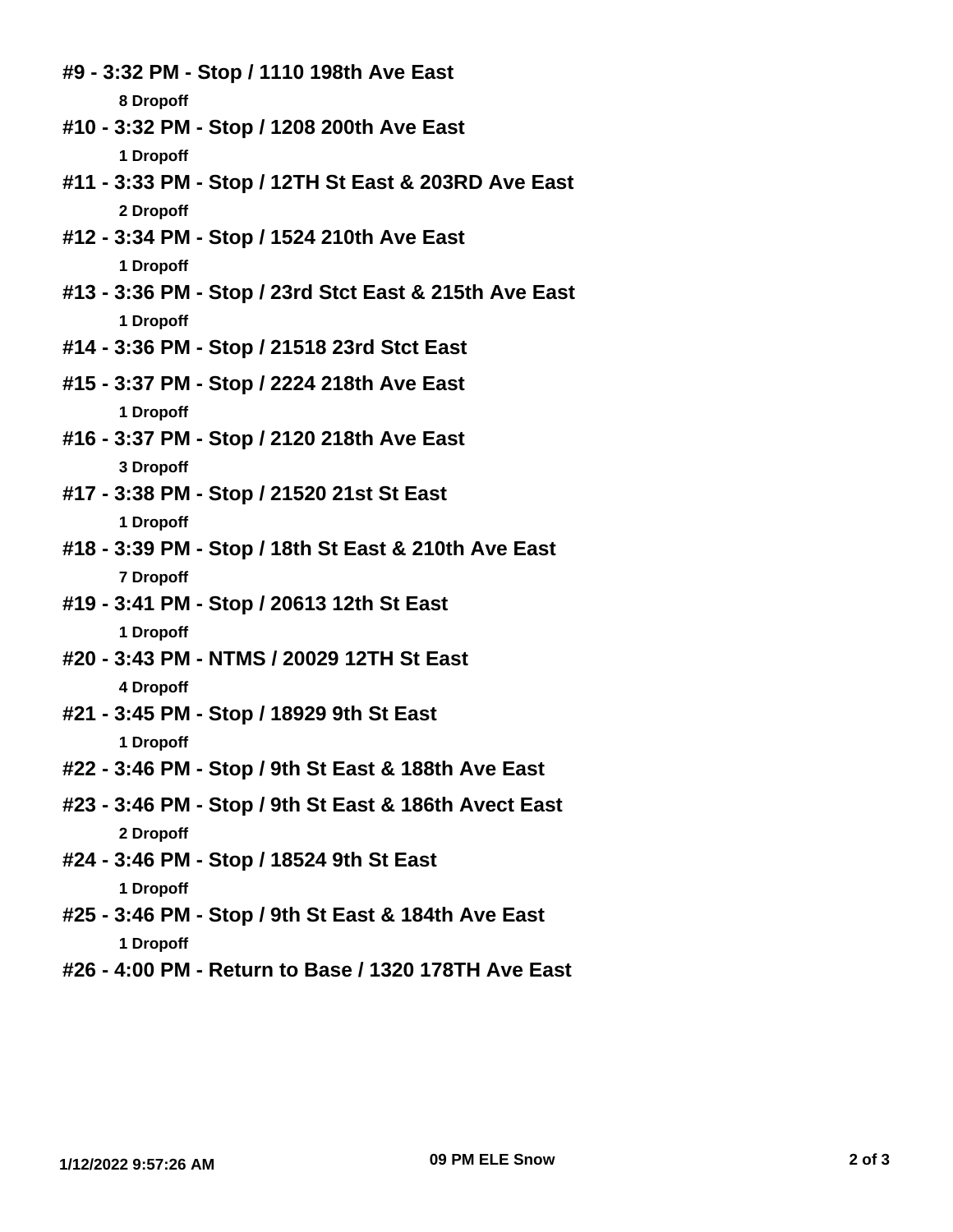**#9 - 3:32 PM - Stop / 1110 198th Ave East**

8 Dropoff

**#10 - 3:32 PM - Stop / 1208 200th Ave East**

1 Dropoff

**#11 - 3:33 PM - Stop / 12TH St East & 203RD Ave East**

2 Dropoff

**#12 - 3:34 PM - Stop / 1524 210th Ave East**

1 Dropoff

**#13 - 3:36 PM - Stop / 23rd Stct East & 215th Ave East**

1 Dropoff

**#14 - 3:36 PM - Stop / 21518 23rd Stct East**

**#15 - 3:37 PM - Stop / 2224 218th Ave East**

1 Dropoff

**#16 - 3:37 PM - Stop / 2120 218th Ave East**

3 Dropoff

**#17 - 3:38 PM - Stop / 21520 21st St East**

1 Dropoff

**#18 - 3:39 PM - Stop / 18th St East & 210th Ave East**

7 Dropoff

**#19 - 3:41 PM - Stop / 20613 12th St East**

1 Dropoff

**#20 - 3:43 PM - NTMS / 20029 12TH St East**

4 Dropoff

**#21 - 3:45 PM - Stop / 18929 9th St East**

1 Dropoff

**#22 - 3:46 PM - Stop / 9th St East & 188th Ave East**

**#23 - 3:46 PM - Stop / 9th St East & 186th Avect East**

2 Dropoff

**#24 - 3:46 PM - Stop / 18524 9th St East**

1 Dropoff

**#25 - 3:46 PM - Stop / 9th St East & 184th Ave East**

1 Dropoff

**#26 - 4:00 PM - Return to Base / 1320 178TH Ave East**